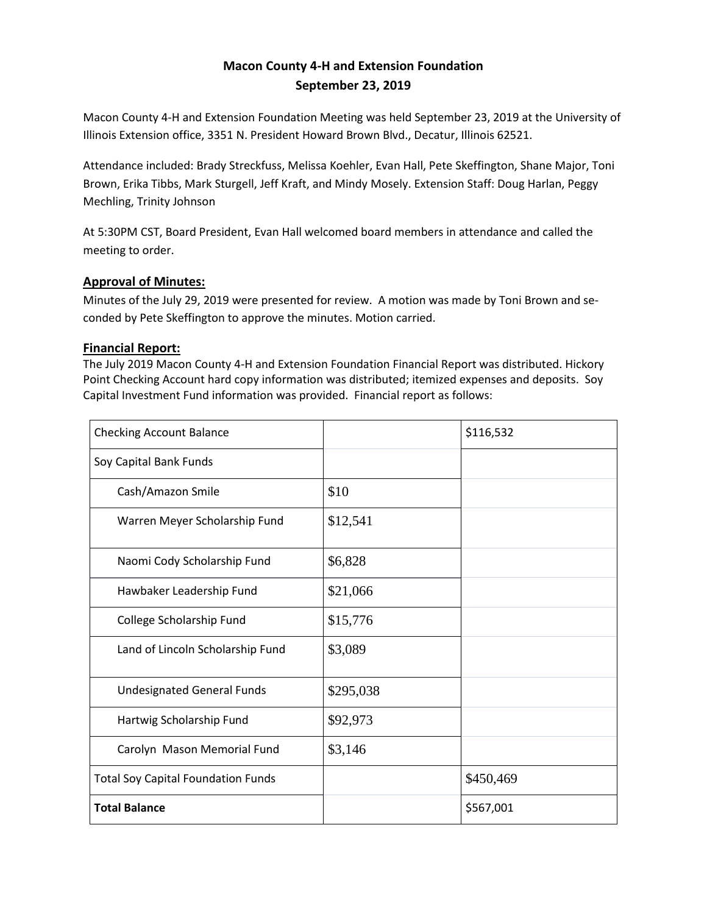# Macon County 4-H and Extension Foundation
## September 23, 2019

Macon County 4-H and Extension Foundation Meeting was held September 23, 2019 at the University of Illinois Extension office, 3351 N. President Howard Brown Blvd., Decatur, Illinois 62521.

Attendance included: Brady Streckfuss, Melissa Koehler, Evan Hall, Pete Skeffington, Shane Major, Toni Brown, Erika Tibbs, Mark Sturgell, Jeff Kraft, and Mindy Mosely. Extension Staff: Doug Harlan, Peggy Mechling, Trinity Johnson

At 5:30PM CST, Board President, Evan Hall welcomed board members in attendance and called the meeting to order.

### Approval of Minutes:

Minutes of the July 29, 2019 were presented for review. A motion was made by Toni Brown and se-conded by Pete Skeffington to approve the minutes. Motion carried.

### Financial Report:

The July 2019 Macon County 4-H and Extension Foundation Financial Report was distributed. Hickory Point Checking Account hard copy information was distributed; itemized expenses and deposits. Soy Capital Investment Fund information was provided. Financial report as follows:

| Checking Account Balance | | $116,532 |
|---|---|---|
| Soy Capital Bank Funds | | |
| Cash/Amazon Smile | $10 | |
| Warren Meyer Scholarship Fund | $12,541 | |
| Naomi Cody Scholarship Fund | $6,828 | |
| Hawbaker Leadership Fund | $21,066 | |
| College Scholarship Fund | $15,776 | |
| Land of Lincoln Scholarship Fund | $3,089 | |
| Undesignated General Funds | $295,038 | |
| Hartwig Scholarship Fund | $92,973 | |
| Carolyn Mason Memorial Fund | $3,146 | |
| Total Soy Capital Foundation Funds | | $450,469 |
| **Total Balance** | | $567,001 |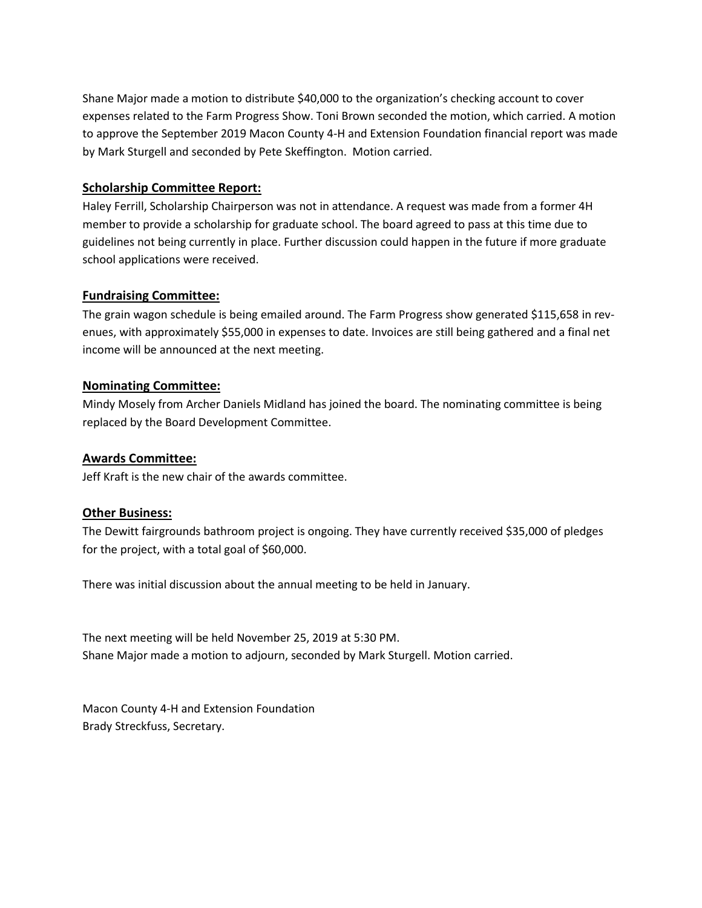Shane Major made a motion to distribute $40,000 to the organization's checking account to cover expenses related to the Farm Progress Show. Toni Brown seconded the motion, which carried. A motion to approve the September 2019 Macon County 4-H and Extension Foundation financial report was made by Mark Sturgell and seconded by Pete Skeffington. Motion carried.

**Scholarship Committee Report:**

Haley Ferrill, Scholarship Chairperson was not in attendance. A request was made from a former 4H member to provide a scholarship for graduate school. The board agreed to pass at this time due to guidelines not being currently in place. Further discussion could happen in the future if more graduate school applications were received.

**Fundraising Committee:**

The grain wagon schedule is being emailed around. The Farm Progress show generated $115,658 in revenues, with approximately $55,000 in expenses to date. Invoices are still being gathered and a final net income will be announced at the next meeting.

**Nominating Committee:**

Mindy Mosely from Archer Daniels Midland has joined the board. The nominating committee is being replaced by the Board Development Committee.

**Awards Committee:**

Jeff Kraft is the new chair of the awards committee.

**Other Business:**

The Dewitt fairgrounds bathroom project is ongoing. They have currently received $35,000 of pledges for the project, with a total goal of $60,000.

There was initial discussion about the annual meeting to be held in January.

The next meeting will be held November 25, 2019 at 5:30 PM.
Shane Major made a motion to adjourn, seconded by Mark Sturgell. Motion carried.

Macon County 4-H and Extension Foundation
Brady Streckfuss, Secretary.